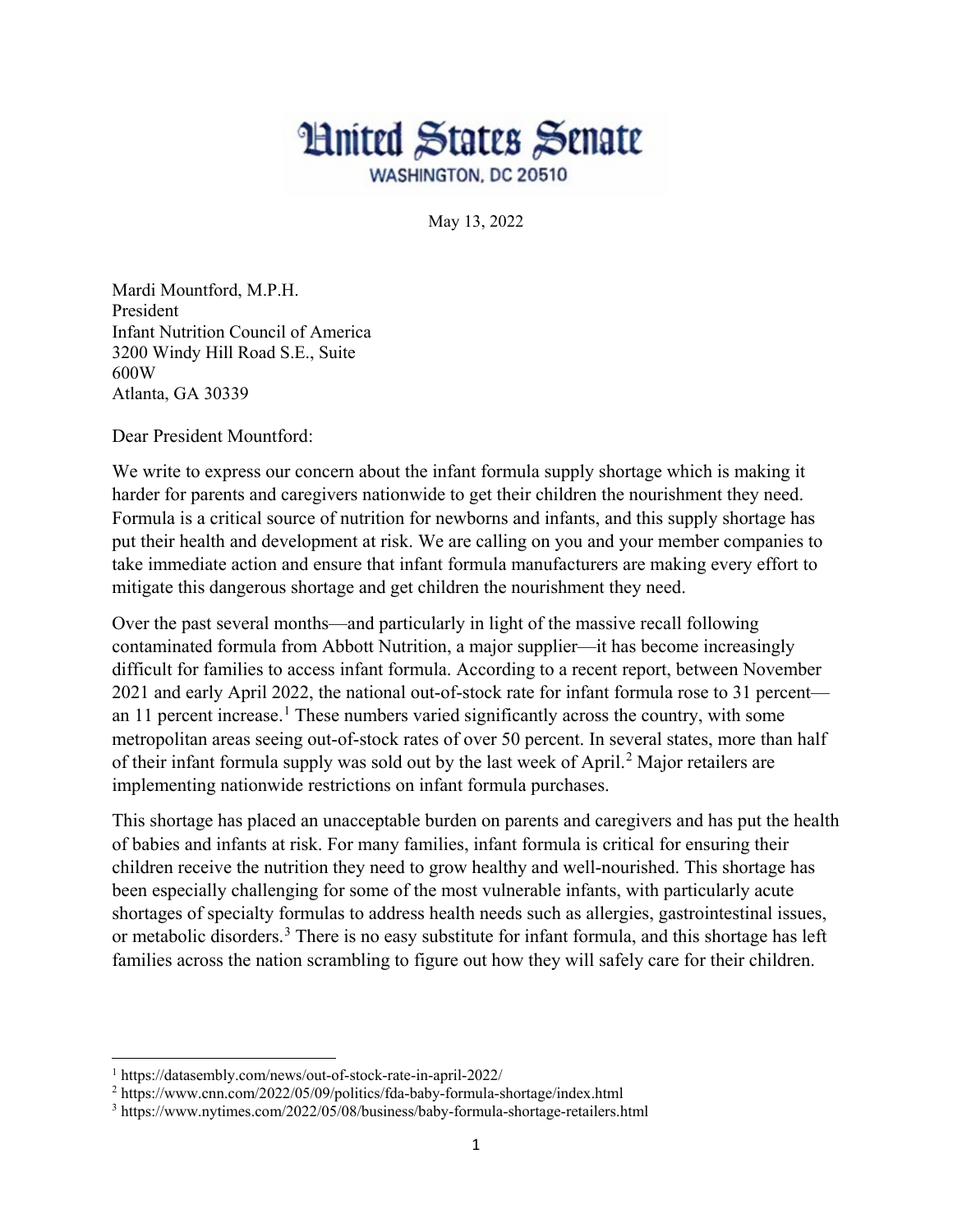# United States Senate

WASHINGTON, DC 20510

May 13, 2022

Mardi Mountford, M.P.H.
President
Infant Nutrition Council of America
3200 Windy Hill Road S.E., Suite
600W
Atlanta, GA 30339

Dear President Mountford:

We write to express our concern about the infant formula supply shortage which is making it harder for parents and caregivers nationwide to get their children the nourishment they need. Formula is a critical source of nutrition for newborns and infants, and this supply shortage has put their health and development at risk. We are calling on you and your member companies to take immediate action and ensure that infant formula manufacturers are making every effort to mitigate this dangerous shortage and get children the nourishment they need.

Over the past several months—and particularly in light of the massive recall following contaminated formula from Abbott Nutrition, a major supplier—it has become increasingly difficult for families to access infant formula. According to a recent report, between November 2021 and early April 2022, the national out-of-stock rate for infant formula rose to 31 percent—an 11 percent increase.[1] These numbers varied significantly across the country, with some metropolitan areas seeing out-of-stock rates of over 50 percent. In several states, more than half of their infant formula supply was sold out by the last week of April.[2] Major retailers are implementing nationwide restrictions on infant formula purchases.

This shortage has placed an unacceptable burden on parents and caregivers and has put the health of babies and infants at risk. For many families, infant formula is critical for ensuring their children receive the nutrition they need to grow healthy and well-nourished. This shortage has been especially challenging for some of the most vulnerable infants, with particularly acute shortages of specialty formulas to address health needs such as allergies, gastrointestinal issues, or metabolic disorders.[3] There is no easy substitute for infant formula, and this shortage has left families across the nation scrambling to figure out how they will safely care for their children.

---

[1] https://datasembly.com/news/out-of-stock-rate-in-april-2022/

[2] https://www.cnn.com/2022/05/09/politics/fda-baby-formula-shortage/index.html

[3] https://www.nytimes.com/2022/05/08/business/baby-formula-shortage-retailers.html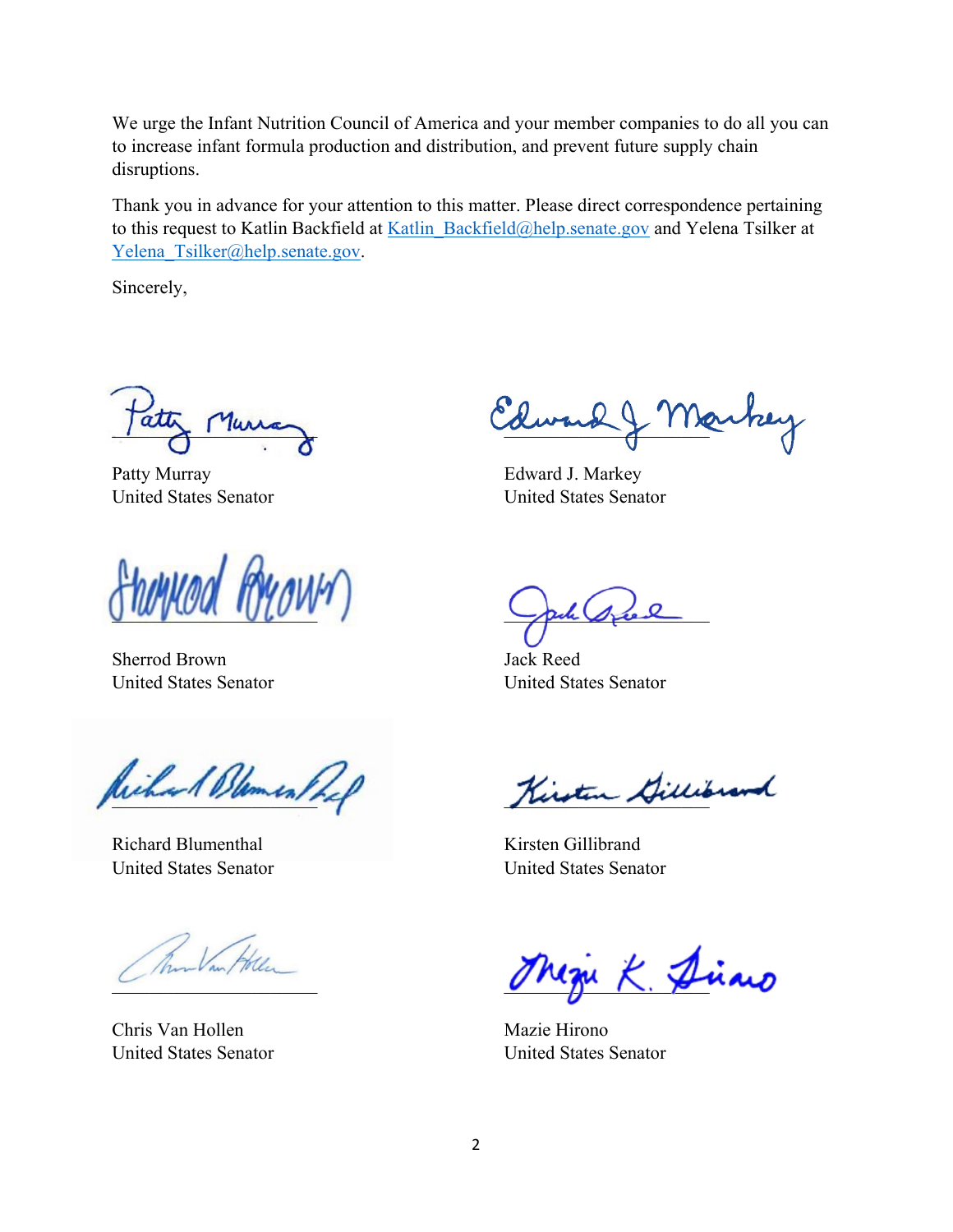We urge the Infant Nutrition Council of America and your member companies to do all you can to increase infant formula production and distribution, and prevent future supply chain disruptions.

Thank you in advance for your attention to this matter. Please direct correspondence pertaining to this request to Katlin Backfield at Katlin_Backfield@help.senate.gov and Yelena Tsilker at Yelena_Tsilker@help.senate.gov.

Sincerely,

Patty Murray
United States Senator

Edward J. Markey
United States Senator

Sherrod Brown
United States Senator

Jack Reed
United States Senator

Richard Blumenthal
United States Senator

Kirsten Gillibrand
United States Senator

Chris Van Hollen
United States Senator

Mazie Hirono
United States Senator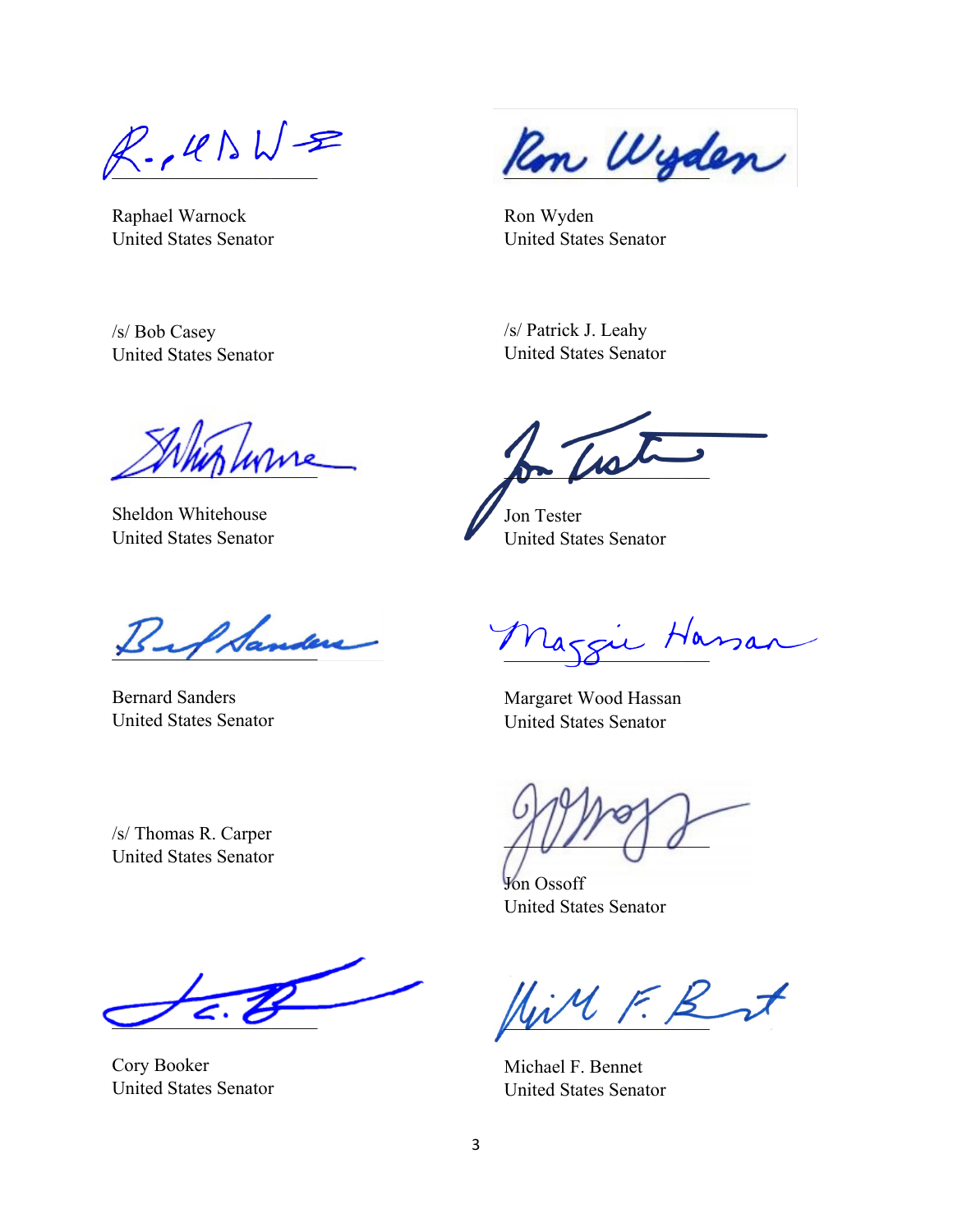Raphael Warnock
United States Senator

Ron Wyden
United States Senator

/s/ Bob Casey
United States Senator

/s/ Patrick J. Leahy
United States Senator

Sheldon Whitehouse
United States Senator

Jon Tester
United States Senator

Bernard Sanders
United States Senator

Margaret Wood Hassan
United States Senator

/s/ Thomas R. Carper
United States Senator

Jon Ossoff
United States Senator

Cory Booker
United States Senator

Michael F. Bennet
United States Senator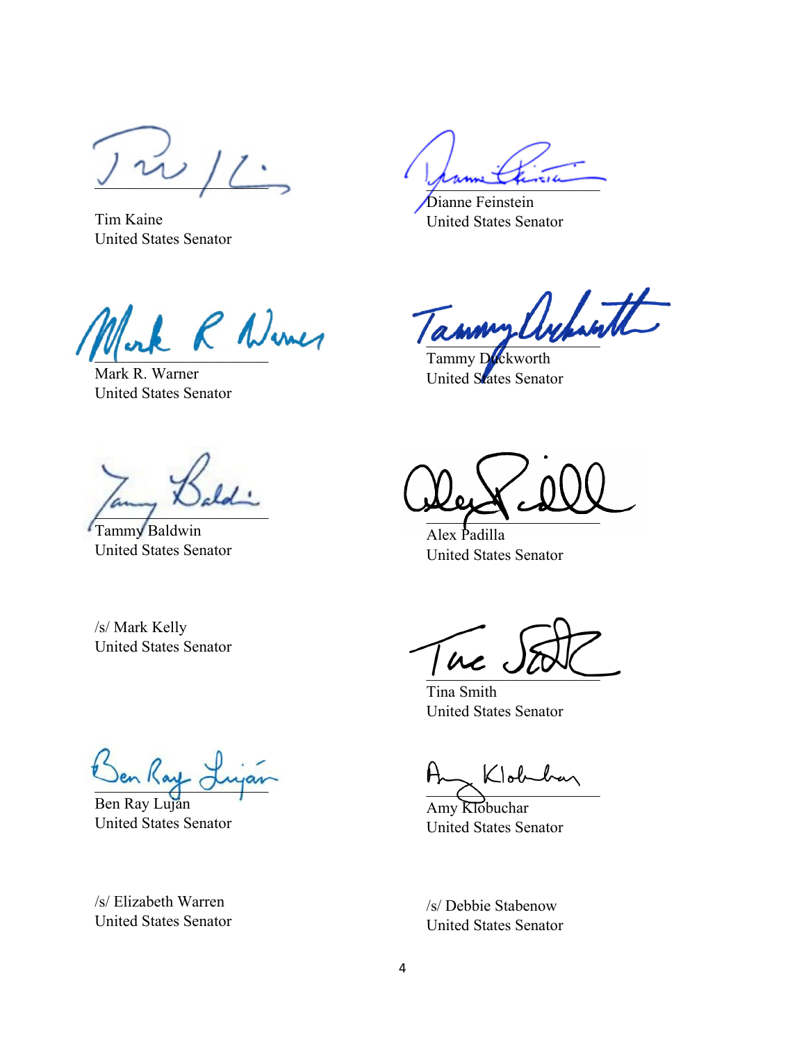Tim Kaine
United States Senator

Dianne Feinstein
United States Senator

Mark R. Warner
United States Senator

Tammy Duckworth
United States Senator

Tammy Baldwin
United States Senator

Alex Padilla
United States Senator

/s/ Mark Kelly
United States Senator

Tina Smith
United States Senator

Ben Ray Luján
United States Senator

Amy Klobuchar
United States Senator

/s/ Elizabeth Warren
United States Senator

/s/ Debbie Stabenow
United States Senator